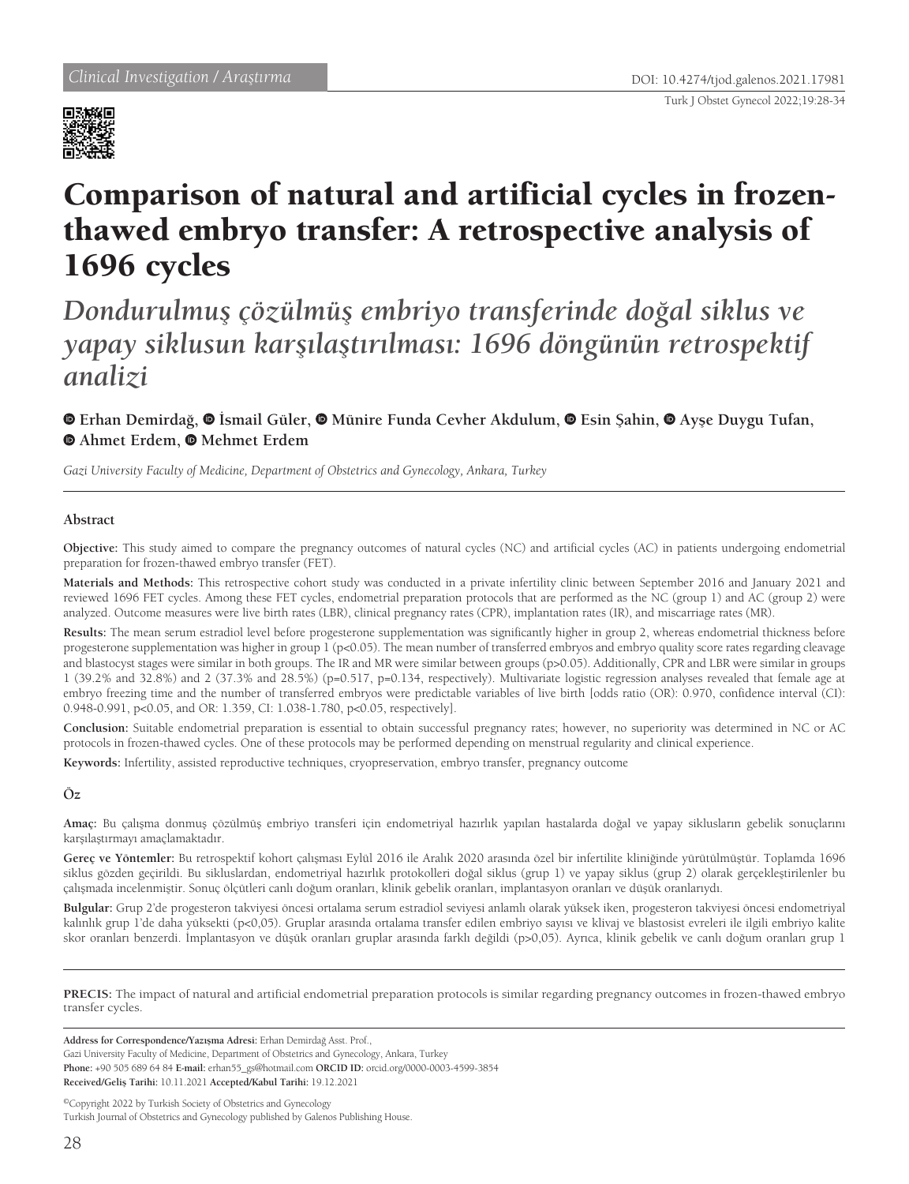Clinical Investigation / Araştırma

DOI: 10.4274/tjod.galenos.2021.17981

# Comparison of natural and artificial cycles in frozen-thawed embryo transfer: A retrospective analysis of 1696 cycles

## *Dondurulmuş çözülmüş embriyo transferinde doğal siklus ve yapay siklusun karşılaştırılması: 1696 döngünün retrospektif analizi*

**Erhan Demirdağ, İsmail Güler, Münire Funda Cevher Akdulum, Esin Şahin, Ayşe Duygu Tufan, Ahmet Erdem, Mehmet Erdem**

*Gazi University Faculty of Medicine, Department of Obstetrics and Gynecology, Ankara, Turkey*

### Abstract

**Objective:** This study aimed to compare the pregnancy outcomes of natural cycles (NC) and artificial cycles (AC) in patients undergoing endometrial preparation for frozen-thawed embryo transfer (FET).

**Materials and Methods:** This retrospective cohort study was conducted in a private infertility clinic between September 2016 and January 2021 and reviewed 1696 FET cycles. Among these FET cycles, endometrial preparation protocols that are performed as the NC (group 1) and AC (group 2) were analyzed. Outcome measures were live birth rates (LBR), clinical pregnancy rates (CPR), implantation rates (IR), and miscarriage rates (MR).

**Results:** The mean serum estradiol level before progesterone supplementation was significantly higher in group 2, whereas endometrial thickness before progesterone supplementation was higher in group 1 ($p<0.05$). The mean number of transferred embryos and embryo quality score rates regarding cleavage and blastocyst stages were similar in both groups. The IR and MR were similar between groups ($p>0.05$). Additionally, CPR and LBR were similar in groups 1 (39.2% and 32.8%) and 2 (37.3% and 28.5%) (p=0.517, p=0.134, respectively). Multivariate logistic regression analyses revealed that female age at embryo freezing time and the number of transferred embryos were predictable variables of live birth [odds ratio (OR): 0.970, confidence interval (CI): 0.948-0.991, $p<0.05$, and OR: 1.359, CI: 1.038-1.780, $p<0.05$, respectively].

**Conclusion:** Suitable endometrial preparation is essential to obtain successful pregnancy rates; however, no superiority was determined in NC or AC protocols in frozen-thawed cycles. One of these protocols may be performed depending on menstrual regularity and clinical experience.

**Keywords:** Infertility, assisted reproductive techniques, cryopreservation, embryo transfer, pregnancy outcome

### Öz

**Amaç:** Bu çalışma donmuş çözülmüş embriyo transferi için endometriyal hazırlık yapılan hastalarda doğal ve yapay siklusların gebelik sonuçlarını karşılaştırmayı amaçlamaktadır.

**Gereç ve Yöntemler:** Bu retrospektif kohort çalışması Eylül 2016 ile Aralık 2020 arasında özel bir infertilite kliniğinde yürütülmüştür. Toplamda 1696 siklus gözden geçirildi. Bu sikluslardan, endometriyal hazırlık protokolleri doğal siklus (grup 1) ve yapay siklus (grup 2) olarak gerçekleştirilenler bu çalışmada incelenmiştir. Sonuç ölçütleri canlı doğum oranları, klinik gebelik oranları, implantasyon oranları ve düşük oranlarıydı.

**Bulgular:** Grup 2'de progesteron takviyesi öncesi ortalama serum estradiol seviyesi anlamlı olarak yüksek iken, progesteron takviyesi öncesi endometriyal kalınlık grup 1'de daha yüksekti (p<0,05). Gruplar arasında ortalama transfer edilen embriyo sayısı ve klivaj ve blastosist evreleri ile ilgili embriyo kalite skor oranları benzerdi. İmplantasyon ve düşük oranları gruplar arasında farklı değildi (p>0,05). Ayrıca, klinik gebelik ve canlı doğum oranları grup 1

**PRECIS:** The impact of natural and artificial endometrial preparation protocols is similar regarding pregnancy outcomes in frozen-thawed embryo transfer cycles.

**Address for Correspondence/Yazışma Adresi:** Erhan Demirdağ Asst. Prof.,
Gazi University Faculty of Medicine, Department of Obstetrics and Gynecology, Ankara, Turkey
**Phone:** +90 505 689 64 84 **E-mail:** erhan55_gs@hotmail.com **ORCID ID:** orcid.org/0000-0003-4599-3854
**Received/Geliş Tarihi:** 10.11.2021 **Accepted/Kabul Tarihi:** 19.12.2021

©Copyright 2022 by Turkish Society of Obstetrics and Gynecology
Turkish Journal of Obstetrics and Gynecology published by Galenos Publishing House.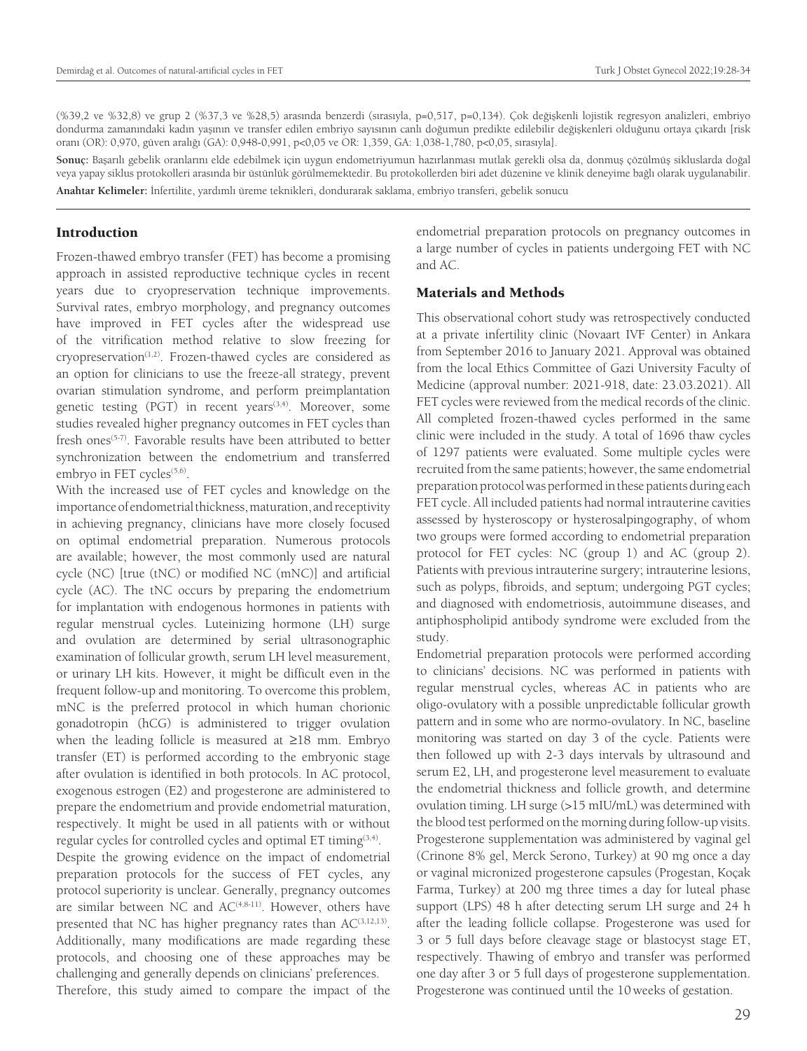(%39,2 ve %32,8) ve grup 2 (%37,3 ve %28,5) arasında benzerdi (sırasıyla, p=0,517, p=0,134). Çok değişkenli lojistik regresyon analizleri, embriyo dondurma zamanındaki kadın yaşının ve transfer edilen embriyo sayısının canlı doğumun predikte edilebilir değişkenleri olduğunu ortaya çıkardı [risk oranı (OR): 0,970, güven aralığı (GA): 0,948-0,991, p<0,05 ve OR: 1,359, GA: 1,038-1,780, p<0,05, sırasıyla].

**Sonuç:** Başarılı gebelik oranlarını elde edebilmek için uygun endometriyumun hazırlanması mutlak gerekli olsa da, donmuş çözülmüş sikluslarda doğal veya yapay siklus protokolleri arasında bir üstünlük görülmemektedir. Bu protokollerden biri adet düzenine ve klinik deneyime bağlı olarak uygulanabilir.

**Anahtar Kelimeler:** İnfertilite, yardımlı üreme teknikleri, dondurarak saklama, embriyo transferi, gebelik sonucu

## Introduction

Frozen-thawed embryo transfer (FET) has become a promising approach in assisted reproductive technique cycles in recent years due to cryopreservation technique improvements. Survival rates, embryo morphology, and pregnancy outcomes have improved in FET cycles after the widespread use of the vitrification method relative to slow freezing for cryopreservation[1,2]. Frozen-thawed cycles are considered as an option for clinicians to use the freeze-all strategy, prevent ovarian stimulation syndrome, and perform preimplantation genetic testing (PGT) in recent years[3,4]. Moreover, some studies revealed higher pregnancy outcomes in FET cycles than fresh ones[5-7]. Favorable results have been attributed to better synchronization between the endometrium and transferred embryo in FET cycles[5,6].

With the increased use of FET cycles and knowledge on the importance of endometrial thickness, maturation, and receptivity in achieving pregnancy, clinicians have more closely focused on optimal endometrial preparation. Numerous protocols are available; however, the most commonly used are natural cycle (NC) [true (tNC) or modified NC (mNC)] and artificial cycle (AC). The tNC occurs by preparing the endometrium for implantation with endogenous hormones in patients with regular menstrual cycles. Luteinizing hormone (LH) surge and ovulation are determined by serial ultrasonographic examination of follicular growth, serum LH level measurement, or urinary LH kits. However, it might be difficult even in the frequent follow-up and monitoring. To overcome this problem, mNC is the preferred protocol in which human chorionic gonadotropin (hCG) is administered to trigger ovulation when the leading follicle is measured at ≥18 mm. Embryo transfer (ET) is performed according to the embryonic stage after ovulation is identified in both protocols. In AC protocol, exogenous estrogen (E2) and progesterone are administered to prepare the endometrium and provide endometrial maturation, respectively. It might be used in all patients with or without regular cycles for controlled cycles and optimal ET timing[3,4].

Despite the growing evidence on the impact of endometrial preparation protocols for the success of FET cycles, any protocol superiority is unclear. Generally, pregnancy outcomes are similar between NC and AC[4,8-11]. However, others have presented that NC has higher pregnancy rates than AC[3,12,13]. Additionally, many modifications are made regarding these protocols, and choosing one of these approaches may be challenging and generally depends on clinicians' preferences.

Therefore, this study aimed to compare the impact of the endometrial preparation protocols on pregnancy outcomes in a large number of cycles in patients undergoing FET with NC and AC.

## Materials and Methods

This observational cohort study was retrospectively conducted at a private infertility clinic (Novaart IVF Center) in Ankara from September 2016 to January 2021. Approval was obtained from the local Ethics Committee of Gazi University Faculty of Medicine (approval number: 2021-918, date: 23.03.2021). All FET cycles were reviewed from the medical records of the clinic. All completed frozen-thawed cycles performed in the same clinic were included in the study. A total of 1696 thaw cycles of 1297 patients were evaluated. Some multiple cycles were recruited from the same patients; however, the same endometrial preparation protocol was performed in these patients during each FET cycle. All included patients had normal intrauterine cavities assessed by hysteroscopy or hysterosalpingography, of whom two groups were formed according to endometrial preparation protocol for FET cycles: NC (group 1) and AC (group 2). Patients with previous intrauterine surgery; intrauterine lesions, such as polyps, fibroids, and septum; undergoing PGT cycles; and diagnosed with endometriosis, autoimmune diseases, and antiphospholipid antibody syndrome were excluded from the study.

Endometrial preparation protocols were performed according to clinicians' decisions. NC was performed in patients with regular menstrual cycles, whereas AC in patients who are oligo-ovulatory with a possible unpredictable follicular growth pattern and in some who are normo-ovulatory. In NC, baseline monitoring was started on day 3 of the cycle. Patients were then followed up with 2-3 days intervals by ultrasound and serum E2, LH, and progesterone level measurement to evaluate the endometrial thickness and follicle growth, and determine ovulation timing. LH surge (>15 mIU/mL) was determined with the blood test performed on the morning during follow-up visits. Progesterone supplementation was administered by vaginal gel (Crinone 8% gel, Merck Serono, Turkey) at 90 mg once a day or vaginal micronized progesterone capsules (Progestan, Koçak Farma, Turkey) at 200 mg three times a day for luteal phase support (LPS) 48 h after detecting serum LH surge and 24 h after the leading follicle collapse. Progesterone was used for 3 or 5 full days before cleavage stage or blastocyst stage ET, respectively. Thawing of embryo and transfer was performed one day after 3 or 5 full days of progesterone supplementation. Progesterone was continued until the 10 weeks of gestation.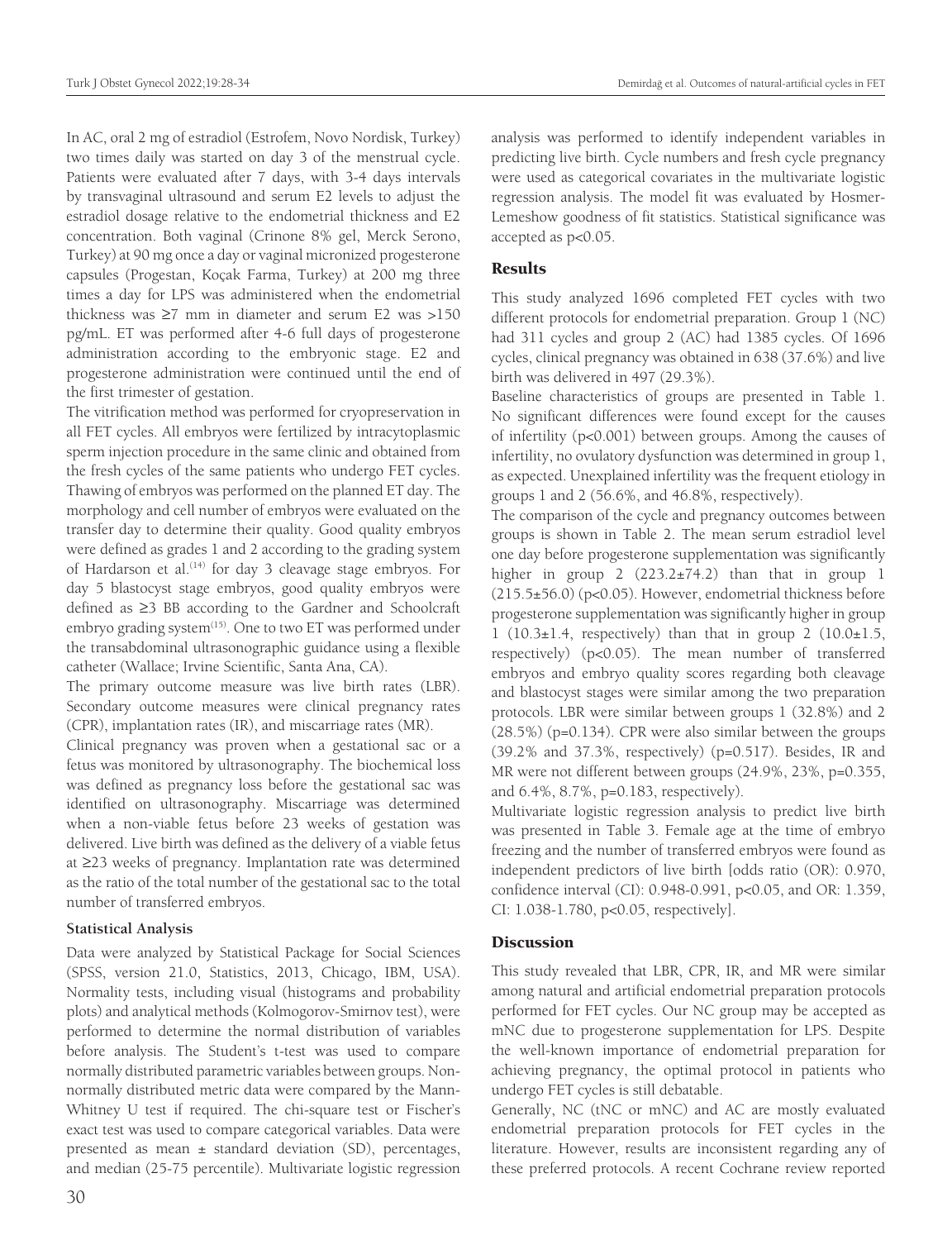In AC, oral 2 mg of estradiol (Estrofem, Novo Nordisk, Turkey) two times daily was started on day 3 of the menstrual cycle. Patients were evaluated after 7 days, with 3-4 days intervals by transvaginal ultrasound and serum E2 levels to adjust the estradiol dosage relative to the endometrial thickness and E2 concentration. Both vaginal (Crinone 8% gel, Merck Serono, Turkey) at 90 mg once a day or vaginal micronized progesterone capsules (Progestan, Koçak Farma, Turkey) at 200 mg three times a day for LPS was administered when the endometrial thickness was ≥7 mm in diameter and serum E2 was >150 pg/mL. ET was performed after 4-6 full days of progesterone administration according to the embryonic stage. E2 and progesterone administration were continued until the end of the first trimester of gestation.

The vitrification method was performed for cryopreservation in all FET cycles. All embryos were fertilized by intracytoplasmic sperm injection procedure in the same clinic and obtained from the fresh cycles of the same patients who undergo FET cycles. Thawing of embryos was performed on the planned ET day. The morphology and cell number of embryos were evaluated on the transfer day to determine their quality. Good quality embryos were defined as grades 1 and 2 according to the grading system of Hardarson et al.[14] for day 3 cleavage stage embryos. For day 5 blastocyst stage embryos, good quality embryos were defined as ≥3 BB according to the Gardner and Schoolcraft embryo grading system[15]. One to two ET was performed under the transabdominal ultrasonographic guidance using a flexible catheter (Wallace; Irvine Scientific, Santa Ana, CA).

The primary outcome measure was live birth rates (LBR). Secondary outcome measures were clinical pregnancy rates (CPR), implantation rates (IR), and miscarriage rates (MR).

Clinical pregnancy was proven when a gestational sac or a fetus was monitored by ultrasonography. The biochemical loss was defined as pregnancy loss before the gestational sac was identified on ultrasonography. Miscarriage was determined when a non-viable fetus before 23 weeks of gestation was delivered. Live birth was defined as the delivery of a viable fetus at ≥23 weeks of pregnancy. Implantation rate was determined as the ratio of the total number of the gestational sac to the total number of transferred embryos.

### Statistical Analysis

Data were analyzed by Statistical Package for Social Sciences (SPSS, version 21.0, Statistics, 2013, Chicago, IBM, USA). Normality tests, including visual (histograms and probability plots) and analytical methods (Kolmogorov-Smirnov test), were performed to determine the normal distribution of variables before analysis. The Student's t-test was used to compare normally distributed parametric variables between groups. Non-normally distributed metric data were compared by the Mann-Whitney U test if required. The chi-square test or Fischer's exact test was used to compare categorical variables. Data were presented as mean ± standard deviation (SD), percentages, and median (25-75 percentile). Multivariate logistic regression analysis was performed to identify independent variables in predicting live birth. Cycle numbers and fresh cycle pregnancy were used as categorical covariates in the multivariate logistic regression analysis. The model fit was evaluated by Hosmer-Lemeshow goodness of fit statistics. Statistical significance was accepted as $p<0.05$.

## Results

This study analyzed 1696 completed FET cycles with two different protocols for endometrial preparation. Group 1 (NC) had 311 cycles and group 2 (AC) had 1385 cycles. Of 1696 cycles, clinical pregnancy was obtained in 638 (37.6%) and live birth was delivered in 497 (29.3%).

Baseline characteristics of groups are presented in Table 1. No significant differences were found except for the causes of infertility ($p<0.001$) between groups. Among the causes of infertility, no ovulatory dysfunction was determined in group 1, as expected. Unexplained infertility was the frequent etiology in groups 1 and 2 (56.6%, and 46.8%, respectively).

The comparison of the cycle and pregnancy outcomes between groups is shown in Table 2. The mean serum estradiol level one day before progesterone supplementation was significantly higher in group 2 (223.2±74.2) than that in group 1 (215.5±56.0) ($p<0.05$). However, endometrial thickness before progesterone supplementation was significantly higher in group 1 (10.3±1.4, respectively) than that in group 2 (10.0±1.5, respectively) ($p<0.05$). The mean number of transferred embryos and embryo quality scores regarding both cleavage and blastocyst stages were similar among the two preparation protocols. LBR were similar between groups 1 (32.8%) and 2 (28.5%) ($p=0.134$). CPR were also similar between the groups (39.2% and 37.3%, respectively) ($p=0.517$). Besides, IR and MR were not different between groups (24.9%, 23%, $p=0.355$, and 6.4%, 8.7%, $p=0.183$, respectively).

Multivariate logistic regression analysis to predict live birth was presented in Table 3. Female age at the time of embryo freezing and the number of transferred embryos were found as independent predictors of live birth [odds ratio (OR): 0.970, confidence interval (CI): 0.948-0.991, $p<0.05$, and OR: 1.359, CI: 1.038-1.780, $p<0.05$, respectively].

## Discussion

This study revealed that LBR, CPR, IR, and MR were similar among natural and artificial endometrial preparation protocols performed for FET cycles. Our NC group may be accepted as mNC due to progesterone supplementation for LPS. Despite the well-known importance of endometrial preparation for achieving pregnancy, the optimal protocol in patients who undergo FET cycles is still debatable.

Generally, NC (tNC or mNC) and AC are mostly evaluated endometrial preparation protocols for FET cycles in the literature. However, results are inconsistent regarding any of these preferred protocols. A recent Cochrane review reported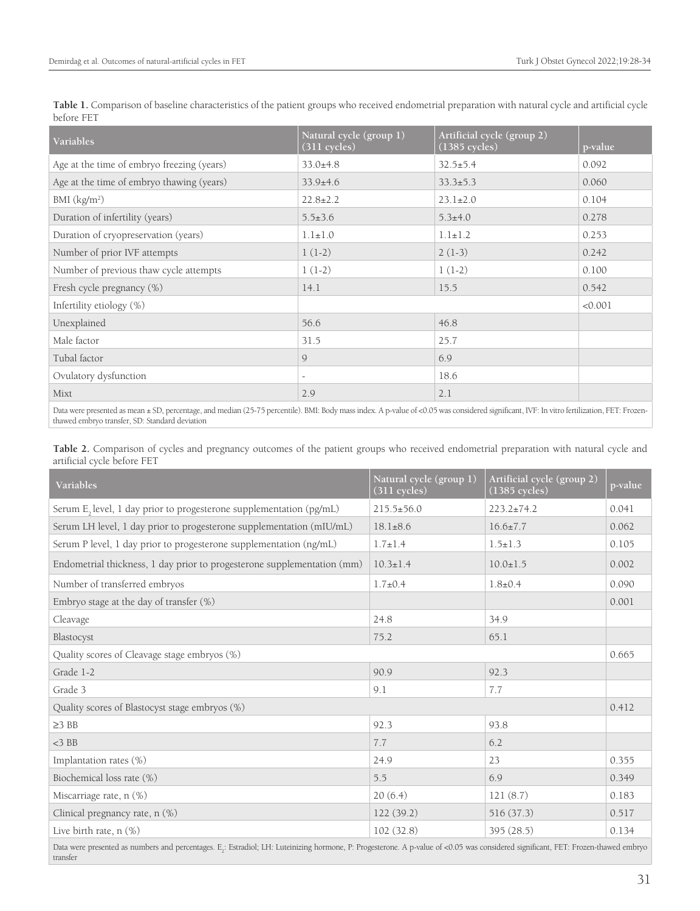**Table 1.** Comparison of baseline characteristics of the patient groups who received endometrial preparation with natural cycle and artificial cycle before FET

| Variables | Natural cycle (group 1) (311 cycles) | Artificial cycle (group 2) (1385 cycles) | p-value |
|---|---|---|---|
| Age at the time of embryo freezing (years) | 33.0±4.8 | 32.5±5.4 | 0.092 |
| Age at the time of embryo thawing (years) | 33.9±4.6 | 33.3±5.3 | 0.060 |
| BMI (kg/m$^2$) | 22.8±2.2 | 23.1±2.0 | 0.104 |
| Duration of infertility (years) | 5.5±3.6 | 5.3±4.0 | 0.278 |
| Duration of cryopreservation (years) | 1.1±1.0 | 1.1±1.2 | 0.253 |
| Number of prior IVF attempts | 1 (1-2) | 2 (1-3) | 0.242 |
| Number of previous thaw cycle attempts | 1 (1-2) | 1 (1-2) | 0.100 |
| Fresh cycle pregnancy (%) | 14.1 | 15.5 | 0.542 |
| Infertility etiology (%) | | | <0.001 |
| Unexplained | 56.6 | 46.8 | |
| Male factor | 31.5 | 25.7 | |
| Tubal factor | 9 | 6.9 | |
| Ovulatory dysfunction | - | 18.6 | |
| Mixt | 2.9 | 2.1 | |

Data were presented as mean ± SD, percentage, and median (25-75 percentile). BMI: Body mass index. A p-value of <0.05 was considered significant, IVF: In vitro fertilization, FET: Frozen-thawed embryo transfer, SD: Standard deviation

**Table 2.** Comparison of cycles and pregnancy outcomes of the patient groups who received endometrial preparation with natural cycle and artificial cycle before FET

| Variables | Natural cycle (group 1) (311 cycles) | Artificial cycle (group 2) (1385 cycles) | p-value |
|---|---|---|---|
| Serum $E_2$ level, 1 day prior to progesterone supplementation (pg/mL) | 215.5±56.0 | 223.2±74.2 | 0.041 |
| Serum LH level, 1 day prior to progesterone supplementation (mIU/mL) | 18.1±8.6 | 16.6±7.7 | 0.062 |
| Serum P level, 1 day prior to progesterone supplementation (ng/mL) | 1.7±1.4 | 1.5±1.3 | 0.105 |
| Endometrial thickness, 1 day prior to progesterone supplementation (mm) | 10.3±1.4 | 10.0±1.5 | 0.002 |
| Number of transferred embryos | 1.7±0.4 | 1.8±0.4 | 0.090 |
| Embryo stage at the day of transfer (%) | | | 0.001 |
| Cleavage | 24.8 | 34.9 | |
| Blastocyst | 75.2 | 65.1 | |
| Quality scores of Cleavage stage embryos (%) | | | 0.665 |
| Grade 1-2 | 90.9 | 92.3 | |
| Grade 3 | 9.1 | 7.7 | |
| Quality scores of Blastocyst stage embryos (%) | | | 0.412 |
| ≥3 BB | 92.3 | 93.8 | |
| <3 BB | 7.7 | 6.2 | |
| Implantation rates (%) | 24.9 | 23 | 0.355 |
| Biochemical loss rate (%) | 5.5 | 6.9 | 0.349 |
| Miscarriage rate, n (%) | 20 (6.4) | 121 (8.7) | 0.183 |
| Clinical pregnancy rate, n (%) | 122 (39.2) | 516 (37.3) | 0.517 |
| Live birth rate, n (%) | 102 (32.8) | 395 (28.5) | 0.134 |

Data were presented as numbers and percentages. $E_2$: Estradiol; LH: Luteinizing hormone, P: Progesterone. A p-value of <0.05 was considered significant, FET: Frozen-thawed embryo transfer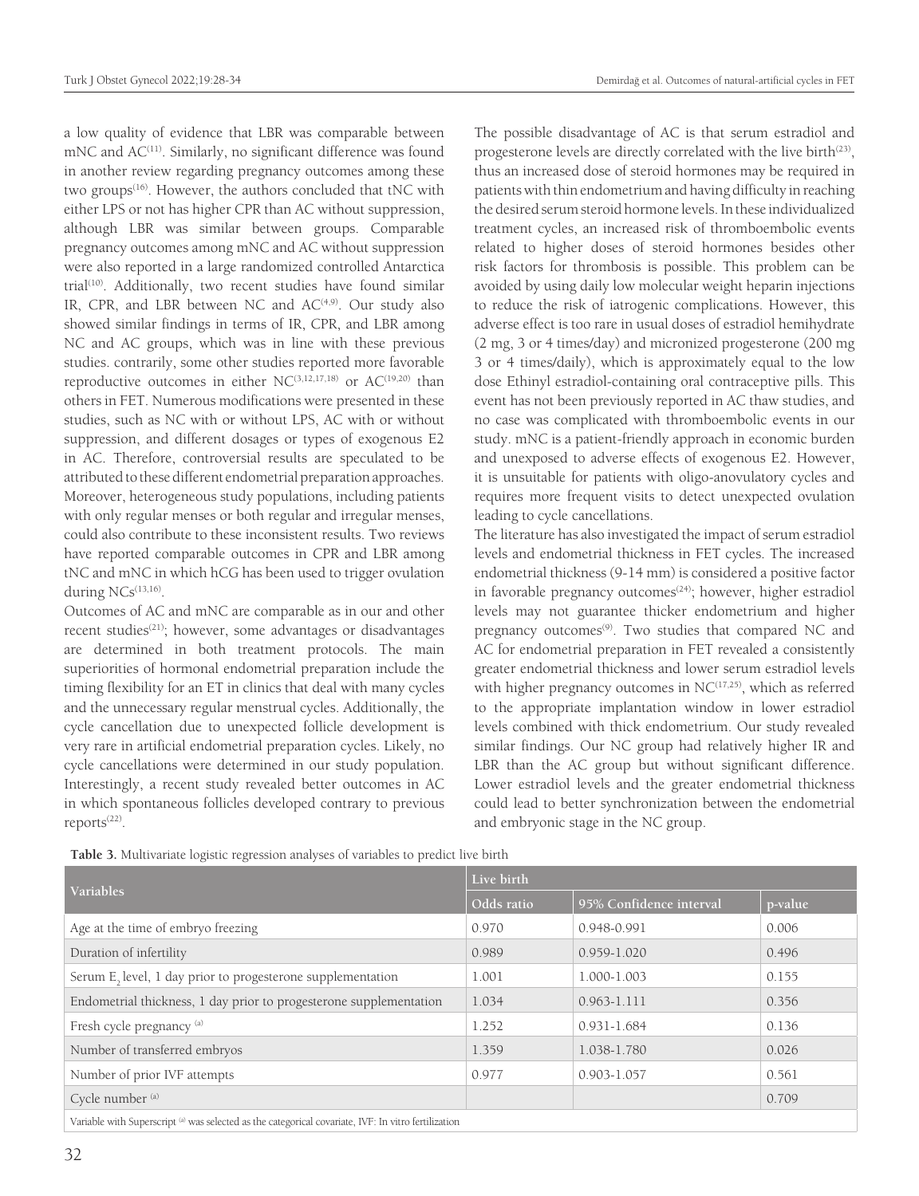a low quality of evidence that LBR was comparable between mNC and AC[11]. Similarly, no significant difference was found in another review regarding pregnancy outcomes among these two groups[16]. However, the authors concluded that tNC with either LPS or not has higher CPR than AC without suppression, although LBR was similar between groups. Comparable pregnancy outcomes among mNC and AC without suppression were also reported in a large randomized controlled Antarctica trial[10]. Additionally, two recent studies have found similar IR, CPR, and LBR between NC and AC[4,9]. Our study also showed similar findings in terms of IR, CPR, and LBR among NC and AC groups, which was in line with these previous studies. contrarily, some other studies reported more favorable reproductive outcomes in either NC[3,12,17,18] or AC[19,20] than others in FET. Numerous modifications were presented in these studies, such as NC with or without LPS, AC with or without suppression, and different dosages or types of exogenous E2 in AC. Therefore, controversial results are speculated to be attributed to these different endometrial preparation approaches. Moreover, heterogeneous study populations, including patients with only regular menses or both regular and irregular menses, could also contribute to these inconsistent results. Two reviews have reported comparable outcomes in CPR and LBR among tNC and mNC in which hCG has been used to trigger ovulation during NCs[13,16].

Outcomes of AC and mNC are comparable as in our and other recent studies[21]; however, some advantages or disadvantages are determined in both treatment protocols. The main superiorities of hormonal endometrial preparation include the timing flexibility for an ET in clinics that deal with many cycles and the unnecessary regular menstrual cycles. Additionally, the cycle cancellation due to unexpected follicle development is very rare in artificial endometrial preparation cycles. Likely, no cycle cancellations were determined in our study population. Interestingly, a recent study revealed better outcomes in AC in which spontaneous follicles developed contrary to previous reports[22].

The possible disadvantage of AC is that serum estradiol and progesterone levels are directly correlated with the live birth[23], thus an increased dose of steroid hormones may be required in patients with thin endometrium and having difficulty in reaching the desired serum steroid hormone levels. In these individualized treatment cycles, an increased risk of thromboembolic events related to higher doses of steroid hormones besides other risk factors for thrombosis is possible. This problem can be avoided by using daily low molecular weight heparin injections to reduce the risk of iatrogenic complications. However, this adverse effect is too rare in usual doses of estradiol hemihydrate (2 mg, 3 or 4 times/day) and micronized progesterone (200 mg 3 or 4 times/daily), which is approximately equal to the low dose Ethinyl estradiol-containing oral contraceptive pills. This event has not been previously reported in AC thaw studies, and no case was complicated with thromboembolic events in our study. mNC is a patient-friendly approach in economic burden and unexposed to adverse effects of exogenous E2. However, it is unsuitable for patients with oligo-anovulatory cycles and requires more frequent visits to detect unexpected ovulation leading to cycle cancellations.

The literature has also investigated the impact of serum estradiol levels and endometrial thickness in FET cycles. The increased endometrial thickness (9-14 mm) is considered a positive factor in favorable pregnancy outcomes[24]; however, higher estradiol levels may not guarantee thicker endometrium and higher pregnancy outcomes[9]. Two studies that compared NC and AC for endometrial preparation in FET revealed a consistently greater endometrial thickness and lower serum estradiol levels with higher pregnancy outcomes in NC[17,25], which as referred to the appropriate implantation window in lower estradiol levels combined with thick endometrium. Our study revealed similar findings. Our NC group had relatively higher IR and LBR than the AC group but without significant difference. Lower estradiol levels and the greater endometrial thickness could lead to better synchronization between the endometrial and embryonic stage in the NC group.

**Table 3.** Multivariate logistic regression analyses of variables to predict live birth

| Variables | Live birth | | |
|---|---|---|---|
| | Odds ratio | 95% Confidence interval | p-value |
| Age at the time of embryo freezing | 0.970 | 0.948-0.991 | 0.006 |
| Duration of infertility | 0.989 | 0.959-1.020 | 0.496 |
| Serum $E_2$ level, 1 day prior to progesterone supplementation | 1.001 | 1.000-1.003 | 0.155 |
| Endometrial thickness, 1 day prior to progesterone supplementation | 1.034 | 0.963-1.111 | 0.356 |
| Fresh cycle pregnancy [a] | 1.252 | 0.931-1.684 | 0.136 |
| Number of transferred embryos | 1.359 | 1.038-1.780 | 0.026 |
| Number of prior IVF attempts | 0.977 | 0.903-1.057 | 0.561 |
| Cycle number [a] | | | 0.709 |

Variable with Superscript [a] was selected as the categorical covariate, IVF: In vitro fertilization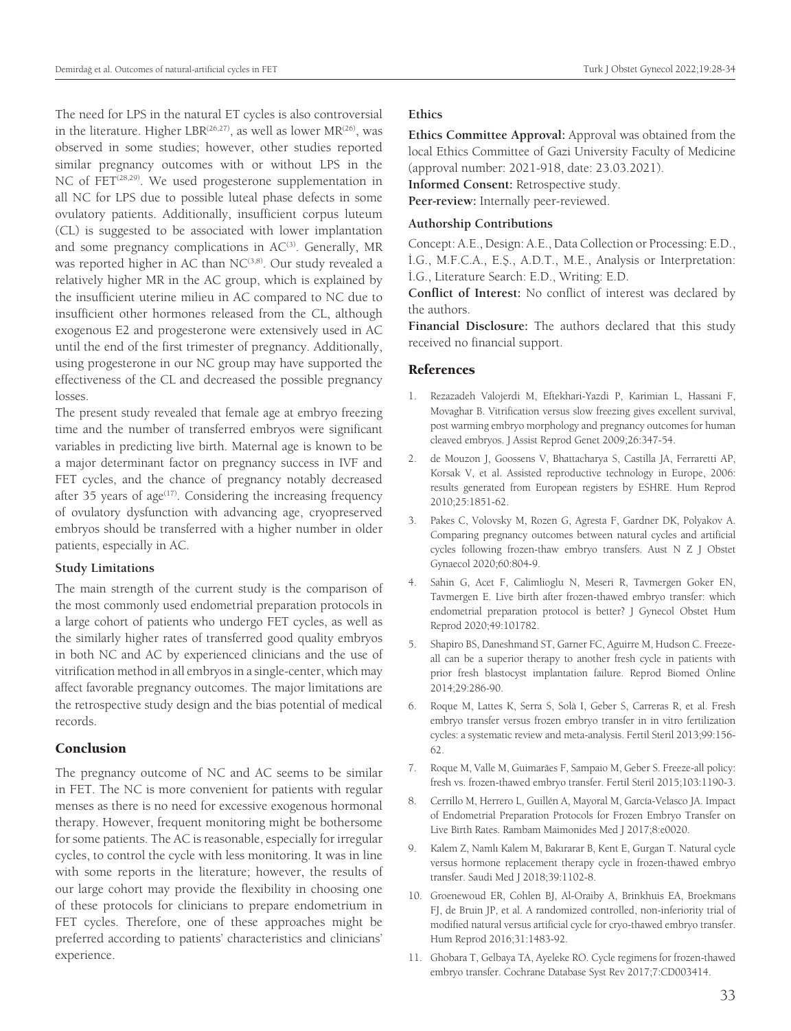The need for LPS in the natural ET cycles is also controversial in the literature. Higher LBR[26,27], as well as lower MR[26], was observed in some studies; however, other studies reported similar pregnancy outcomes with or without LPS in the NC of FET[28,29]. We used progesterone supplementation in all NC for LPS due to possible luteal phase defects in some ovulatory patients. Additionally, insufficient corpus luteum (CL) is suggested to be associated with lower implantation and some pregnancy complications in AC[3]. Generally, MR was reported higher in AC than NC[3,8]. Our study revealed a relatively higher MR in the AC group, which is explained by the insufficient uterine milieu in AC compared to NC due to insufficient other hormones released from the CL, although exogenous E2 and progesterone were extensively used in AC until the end of the first trimester of pregnancy. Additionally, using progesterone in our NC group may have supported the effectiveness of the CL and decreased the possible pregnancy losses.

The present study revealed that female age at embryo freezing time and the number of transferred embryos were significant variables in predicting live birth. Maternal age is known to be a major determinant factor on pregnancy success in IVF and FET cycles, and the chance of pregnancy notably decreased after 35 years of age[17]. Considering the increasing frequency of ovulatory dysfunction with advancing age, cryopreserved embryos should be transferred with a higher number in older patients, especially in AC.

### Study Limitations

The main strength of the current study is the comparison of the most commonly used endometrial preparation protocols in a large cohort of patients who undergo FET cycles, as well as the similarly higher rates of transferred good quality embryos in both NC and AC by experienced clinicians and the use of vitrification method in all embryos in a single-center, which may affect favorable pregnancy outcomes. The major limitations are the retrospective study design and the bias potential of medical records.

## Conclusion

The pregnancy outcome of NC and AC seems to be similar in FET. The NC is more convenient for patients with regular menses as there is no need for excessive exogenous hormonal therapy. However, frequent monitoring might be bothersome for some patients. The AC is reasonable, especially for irregular cycles, to control the cycle with less monitoring. It was in line with some reports in the literature; however, the results of our large cohort may provide the flexibility in choosing one of these protocols for clinicians to prepare endometrium in FET cycles. Therefore, one of these approaches might be preferred according to patients' characteristics and clinicians' experience.

### Ethics

**Ethics Committee Approval:** Approval was obtained from the local Ethics Committee of Gazi University Faculty of Medicine (approval number: 2021-918, date: 23.03.2021).

**Informed Consent:** Retrospective study.

**Peer-review:** Internally peer-reviewed.

### Authorship Contributions

Concept: A.E., Design: A.E., Data Collection or Processing: E.D., İ.G., M.F.C.A., E.Ş., A.D.T., M.E., Analysis or Interpretation: İ.G., Literature Search: E.D., Writing: E.D.

**Conflict of Interest:** No conflict of interest was declared by the authors.

**Financial Disclosure:** The authors declared that this study received no financial support.

## References

1. Rezazadeh Valojerdi M, Eftekhari-Yazdi P, Karimian L, Hassani F, Movaghar B. Vitrification versus slow freezing gives excellent survival, post warming embryo morphology and pregnancy outcomes for human cleaved embryos. J Assist Reprod Genet 2009;26:347-54.
2. de Mouzon J, Goossens V, Bhattacharya S, Castilla JA, Ferraretti AP, Korsak V, et al. Assisted reproductive technology in Europe, 2006: results generated from European registers by ESHRE. Hum Reprod 2010;25:1851-62.
3. Pakes C, Volovsky M, Rozen G, Agresta F, Gardner DK, Polyakov A. Comparing pregnancy outcomes between natural cycles and artificial cycles following frozen-thaw embryo transfers. Aust N Z J Obstet Gynaecol 2020;60:804-9.
4. Sahin G, Acet F, Calimlioglu N, Meseri R, Tavmergen Goker EN, Tavmergen E. Live birth after frozen-thawed embryo transfer: which endometrial preparation protocol is better? J Gynecol Obstet Hum Reprod 2020;49:101782.
5. Shapiro BS, Daneshmand ST, Garner FC, Aguirre M, Hudson C. Freeze-all can be a superior therapy to another fresh cycle in patients with prior fresh blastocyst implantation failure. Reprod Biomed Online 2014;29:286-90.
6. Roque M, Lattes K, Serra S, Solà I, Geber S, Carreras R, et al. Fresh embryo transfer versus frozen embryo transfer in in vitro fertilization cycles: a systematic review and meta-analysis. Fertil Steril 2013;99:156-62.
7. Roque M, Valle M, Guimarães F, Sampaio M, Geber S. Freeze-all policy: fresh vs. frozen-thawed embryo transfer. Fertil Steril 2015;103:1190-3.
8. Cerrillo M, Herrero L, Guillén A, Mayoral M, García-Velasco JA. Impact of Endometrial Preparation Protocols for Frozen Embryo Transfer on Live Birth Rates. Rambam Maimonides Med J 2017;8:e0020.
9. Kalem Z, Namlı Kalem M, Bakırarar B, Kent E, Gurgan T. Natural cycle versus hormone replacement therapy cycle in frozen-thawed embryo transfer. Saudi Med J 2018;39:1102-8.
10. Groenewoud ER, Cohlen BJ, Al-Oraiby A, Brinkhuis EA, Broekmans FJ, de Bruijn JP, et al. A randomized controlled, non-inferiority trial of modified natural versus artificial cycle for cryo-thawed embryo transfer. Hum Reprod 2016;31:1483-92.
11. Ghobara T, Gelbaya TA, Ayeleke RO. Cycle regimens for frozen-thawed embryo transfer. Cochrane Database Syst Rev 2017;7:CD003414.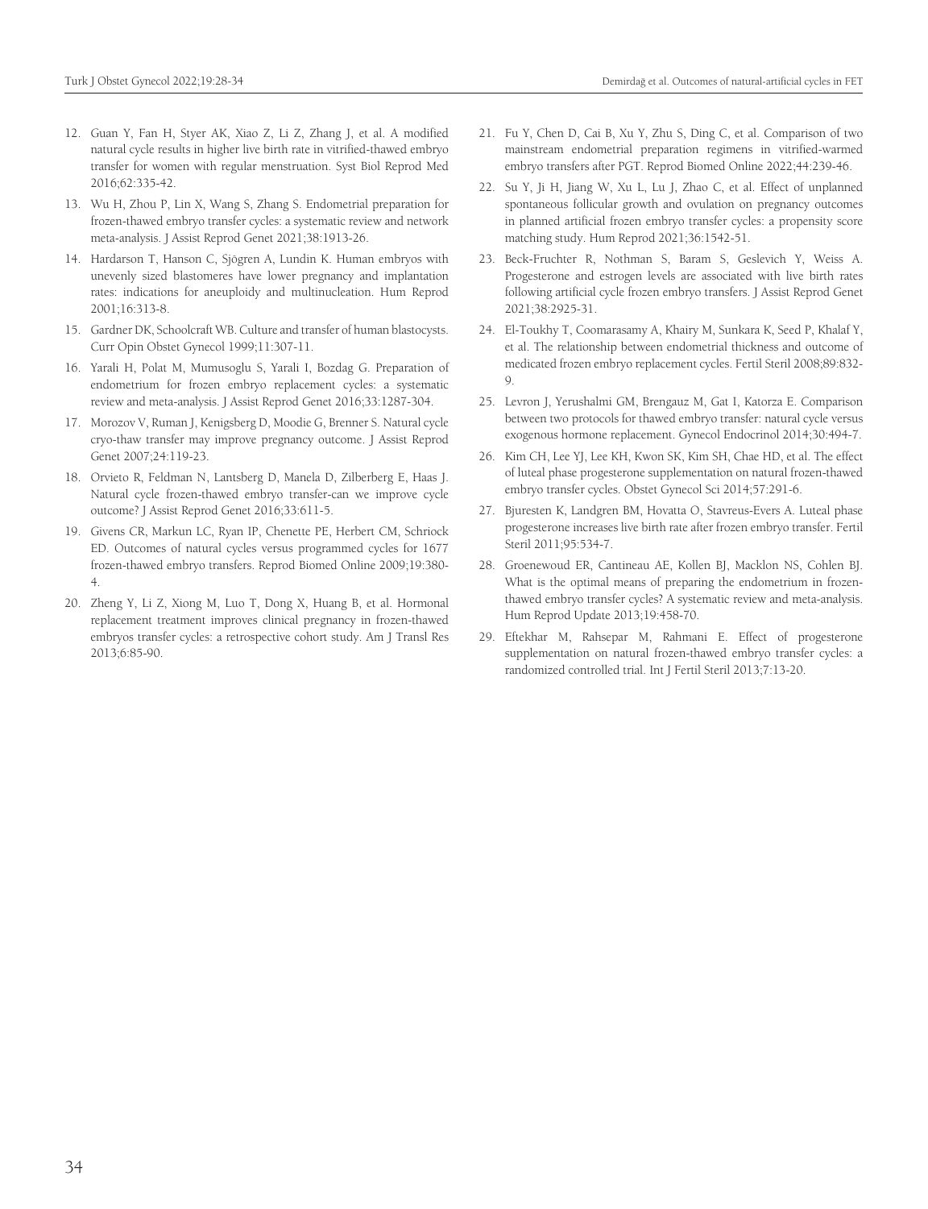12. Guan Y, Fan H, Styer AK, Xiao Z, Li Z, Zhang J, et al. A modified natural cycle results in higher live birth rate in vitrified-thawed embryo transfer for women with regular menstruation. Syst Biol Reprod Med 2016;62:335-42.
13. Wu H, Zhou P, Lin X, Wang S, Zhang S. Endometrial preparation for frozen-thawed embryo transfer cycles: a systematic review and network meta-analysis. J Assist Reprod Genet 2021;38:1913-26.
14. Hardarson T, Hanson C, Sjögren A, Lundin K. Human embryos with unevenly sized blastomeres have lower pregnancy and implantation rates: indications for aneuploidy and multinucleation. Hum Reprod 2001;16:313-8.
15. Gardner DK, Schoolcraft WB. Culture and transfer of human blastocysts. Curr Opin Obstet Gynecol 1999;11:307-11.
16. Yarali H, Polat M, Mumusoglu S, Yarali I, Bozdag G. Preparation of endometrium for frozen embryo replacement cycles: a systematic review and meta-analysis. J Assist Reprod Genet 2016;33:1287-304.
17. Morozov V, Ruman J, Kenigsberg D, Moodie G, Brenner S. Natural cycle cryo-thaw transfer may improve pregnancy outcome. J Assist Reprod Genet 2007;24:119-23.
18. Orvieto R, Feldman N, Lantsberg D, Manela D, Zilberberg E, Haas J. Natural cycle frozen-thawed embryo transfer-can we improve cycle outcome? J Assist Reprod Genet 2016;33:611-5.
19. Givens CR, Markun LC, Ryan IP, Chenette PE, Herbert CM, Schriock ED. Outcomes of natural cycles versus programmed cycles for 1677 frozen-thawed embryo transfers. Reprod Biomed Online 2009;19:380-4.
20. Zheng Y, Li Z, Xiong M, Luo T, Dong X, Huang B, et al. Hormonal replacement treatment improves clinical pregnancy in frozen-thawed embryos transfer cycles: a retrospective cohort study. Am J Transl Res 2013;6:85-90.
21. Fu Y, Chen D, Cai B, Xu Y, Zhu S, Ding C, et al. Comparison of two mainstream endometrial preparation regimens in vitrified-warmed embryo transfers after PGT. Reprod Biomed Online 2022;44:239-46.
22. Su Y, Ji H, Jiang W, Xu L, Lu J, Zhao C, et al. Effect of unplanned spontaneous follicular growth and ovulation on pregnancy outcomes in planned artificial frozen embryo transfer cycles: a propensity score matching study. Hum Reprod 2021;36:1542-51.
23. Beck-Fruchter R, Nothman S, Baram S, Geslevich Y, Weiss A. Progesterone and estrogen levels are associated with live birth rates following artificial cycle frozen embryo transfers. J Assist Reprod Genet 2021;38:2925-31.
24. El-Toukhy T, Coomarasamy A, Khairy M, Sunkara K, Seed P, Khalaf Y, et al. The relationship between endometrial thickness and outcome of medicated frozen embryo replacement cycles. Fertil Steril 2008;89:832-9.
25. Levron J, Yerushalmi GM, Brengauz M, Gat I, Katorza E. Comparison between two protocols for thawed embryo transfer: natural cycle versus exogenous hormone replacement. Gynecol Endocrinol 2014;30:494-7.
26. Kim CH, Lee YJ, Lee KH, Kwon SK, Kim SH, Chae HD, et al. The effect of luteal phase progesterone supplementation on natural frozen-thawed embryo transfer cycles. Obstet Gynecol Sci 2014;57:291-6.
27. Bjuresten K, Landgren BM, Hovatta O, Stavreus-Evers A. Luteal phase progesterone increases live birth rate after frozen embryo transfer. Fertil Steril 2011;95:534-7.
28. Groenewoud ER, Cantineau AE, Kollen BJ, Macklon NS, Cohlen BJ. What is the optimal means of preparing the endometrium in frozen-thawed embryo transfer cycles? A systematic review and meta-analysis. Hum Reprod Update 2013;19:458-70.
29. Eftekhar M, Rahsepar M, Rahmani E. Effect of progesterone supplementation on natural frozen-thawed embryo transfer cycles: a randomized controlled trial. Int J Fertil Steril 2013;7:13-20.